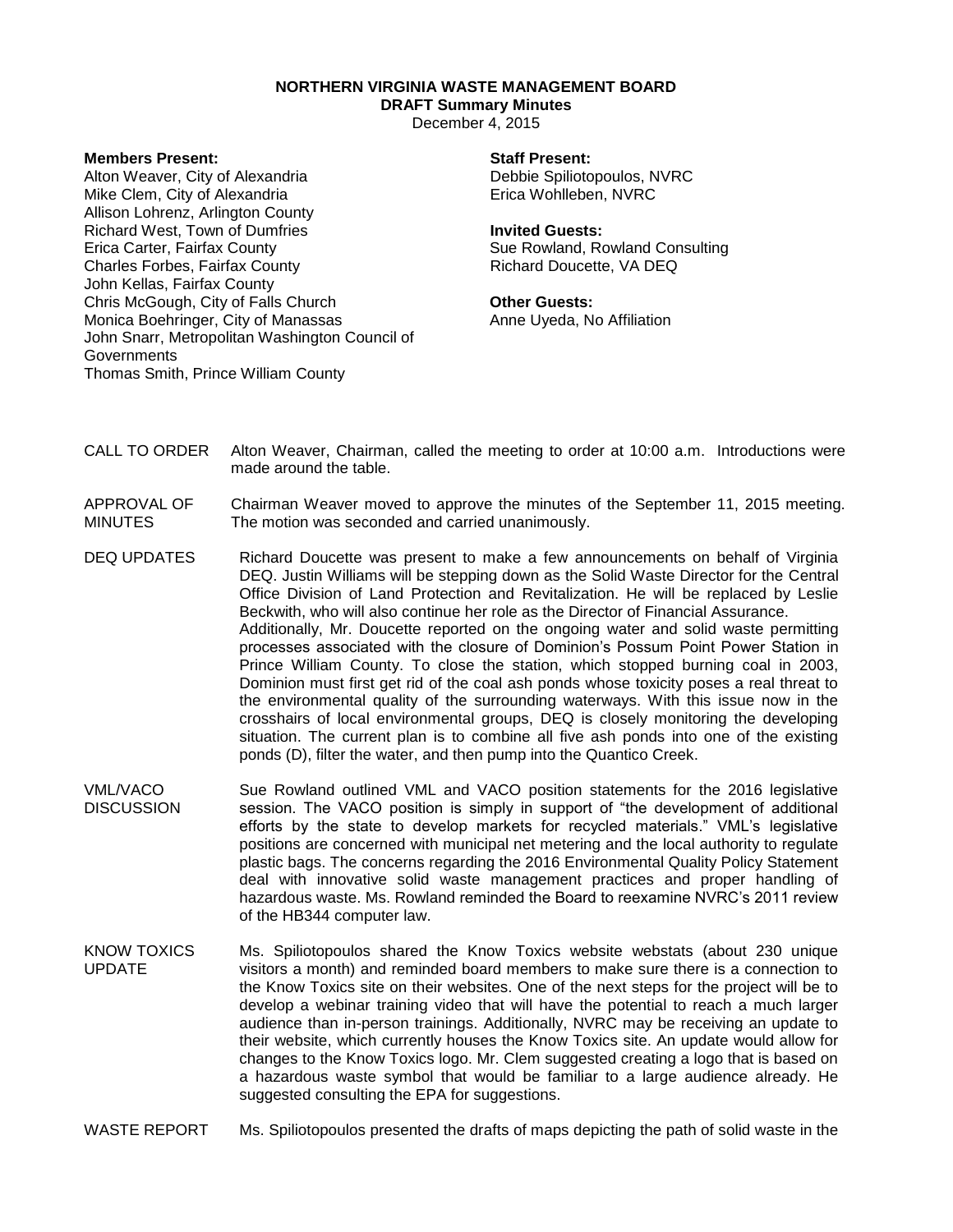# NORTHERN VIRGINIA WASTE MANAGEMENT BOARD

## DRAFT Summary Minutes

December 4, 2015

**Members Present:**
Alton Weaver, City of Alexandria
Mike Clem, City of Alexandria
Allison Lohrenz, Arlington County
Richard West, Town of Dumfries
Erica Carter, Fairfax County
Charles Forbes, Fairfax County
John Kellas, Fairfax County
Chris McGough, City of Falls Church
Monica Boehringer, City of Manassas
John Snarr, Metropolitan Washington Council of Governments
Thomas Smith, Prince William County

**Staff Present:**
Debbie Spiliotopoulos, NVRC
Erica Wohlleben, NVRC

**Invited Guests:**
Sue Rowland, Rowland Consulting
Richard Doucette, VA DEQ

**Other Guests:**
Anne Uyeda, No Affiliation

CALL TO ORDER — Alton Weaver, Chairman, called the meeting to order at 10:00 a.m. Introductions were made around the table.

APPROVAL OF MINUTES — Chairman Weaver moved to approve the minutes of the September 11, 2015 meeting. The motion was seconded and carried unanimously.

DEQ UPDATES — Richard Doucette was present to make a few announcements on behalf of Virginia DEQ. Justin Williams will be stepping down as the Solid Waste Director for the Central Office Division of Land Protection and Revitalization. He will be replaced by Leslie Beckwith, who will also continue her role as the Director of Financial Assurance. Additionally, Mr. Doucette reported on the ongoing water and solid waste permitting processes associated with the closure of Dominion's Possum Point Power Station in Prince William County. To close the station, which stopped burning coal in 2003, Dominion must first get rid of the coal ash ponds whose toxicity poses a real threat to the environmental quality of the surrounding waterways. With this issue now in the crosshairs of local environmental groups, DEQ is closely monitoring the developing situation. The current plan is to combine all five ash ponds into one of the existing ponds (D), filter the water, and then pump into the Quantico Creek.

VML/VACO DISCUSSION — Sue Rowland outlined VML and VACO position statements for the 2016 legislative session. The VACO position is simply in support of "the development of additional efforts by the state to develop markets for recycled materials." VML's legislative positions are concerned with municipal net metering and the local authority to regulate plastic bags. The concerns regarding the 2016 Environmental Quality Policy Statement deal with innovative solid waste management practices and proper handling of hazardous waste. Ms. Rowland reminded the Board to reexamine NVRC's 2011 review of the HB344 computer law.

KNOW TOXICS UPDATE — Ms. Spiliotopoulos shared the Know Toxics website webstats (about 230 unique visitors a month) and reminded board members to make sure there is a connection to the Know Toxics site on their websites. One of the next steps for the project will be to develop a webinar training video that will have the potential to reach a much larger audience than in-person trainings. Additionally, NVRC may be receiving an update to their website, which currently houses the Know Toxics site. An update would allow for changes to the Know Toxics logo. Mr. Clem suggested creating a logo that is based on a hazardous waste symbol that would be familiar to a large audience already. He suggested consulting the EPA for suggestions.

WASTE REPORT — Ms. Spiliotopoulos presented the drafts of maps depicting the path of solid waste in the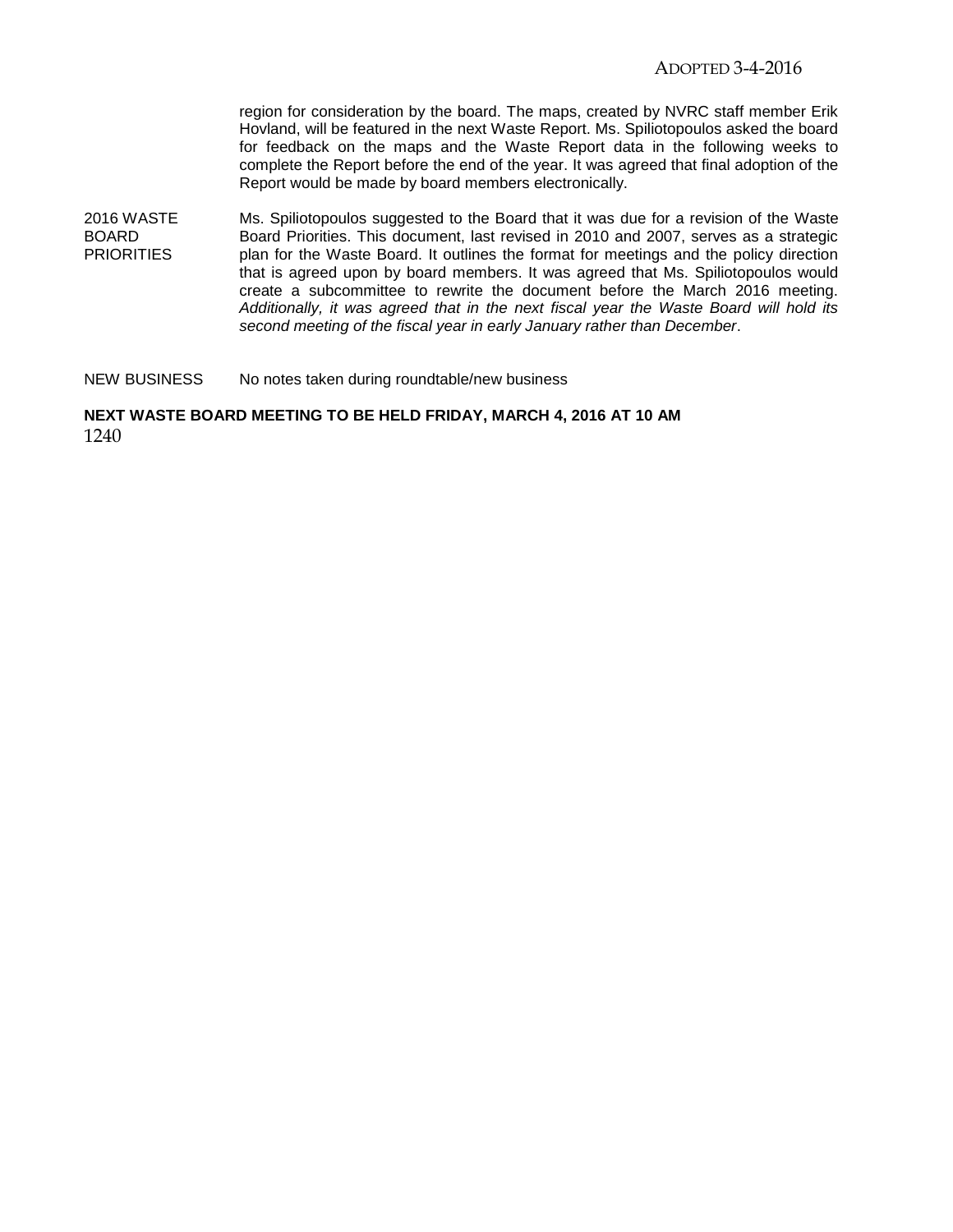region for consideration by the board. The maps, created by NVRC staff member Erik Hovland, will be featured in the next Waste Report. Ms. Spiliotopoulos asked the board for feedback on the maps and the Waste Report data in the following weeks to complete the Report before the end of the year. It was agreed that final adoption of the Report would be made by board members electronically.

2016 WASTE BOARD PRIORITIES — Ms. Spiliotopoulos suggested to the Board that it was due for a revision of the Waste Board Priorities. This document, last revised in 2010 and 2007, serves as a strategic plan for the Waste Board. It outlines the format for meetings and the policy direction that is agreed upon by board members. It was agreed that Ms. Spiliotopoulos would create a subcommittee to rewrite the document before the March 2016 meeting. *Additionally, it was agreed that in the next fiscal year the Waste Board will hold its second meeting of the fiscal year in early January rather than December*.

NEW BUSINESS — No notes taken during roundtable/new business

**NEXT WASTE BOARD MEETING TO BE HELD FRIDAY, MARCH 4, 2016 AT 10 AM**

1240